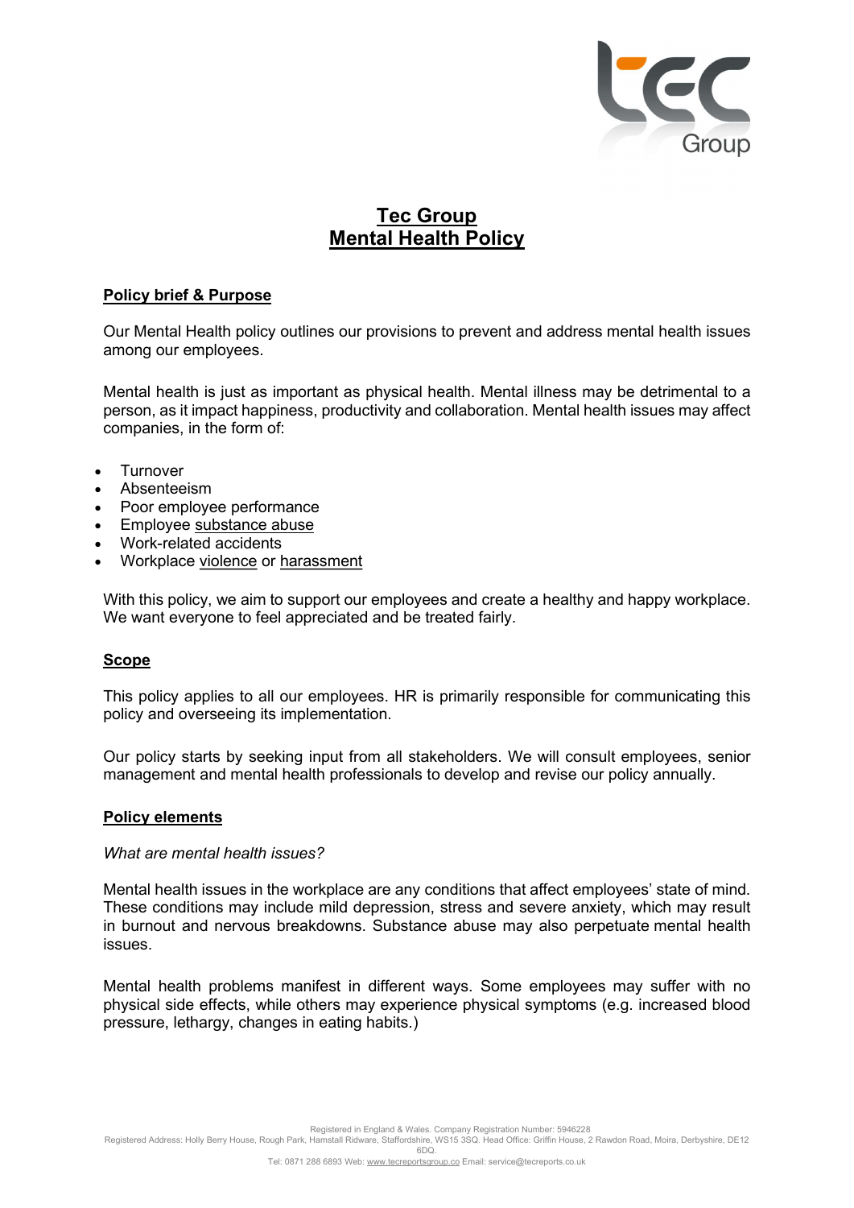# Tec Group
# Mental Health Policy

## Policy brief & Purpose

Our Mental Health policy outlines our provisions to prevent and address mental health issues among our employees.

Mental health is just as important as physical health. Mental illness may be detrimental to a person, as it impact happiness, productivity and collaboration. Mental health issues may affect companies, in the form of:

- Turnover
- Absenteeism
- Poor employee performance
- Employee substance abuse
- Work-related accidents
- Workplace violence or harassment

With this policy, we aim to support our employees and create a healthy and happy workplace. We want everyone to feel appreciated and be treated fairly.

## Scope

This policy applies to all our employees. HR is primarily responsible for communicating this policy and overseeing its implementation.

Our policy starts by seeking input from all stakeholders. We will consult employees, senior management and mental health professionals to develop and revise our policy annually.

## Policy elements

*What are mental health issues?*

Mental health issues in the workplace are any conditions that affect employees' state of mind. These conditions may include mild depression, stress and severe anxiety, which may result in burnout and nervous breakdowns. Substance abuse may also perpetuate mental health issues.

Mental health problems manifest in different ways. Some employees may suffer with no physical side effects, while others may experience physical symptoms (e.g. increased blood pressure, lethargy, changes in eating habits.)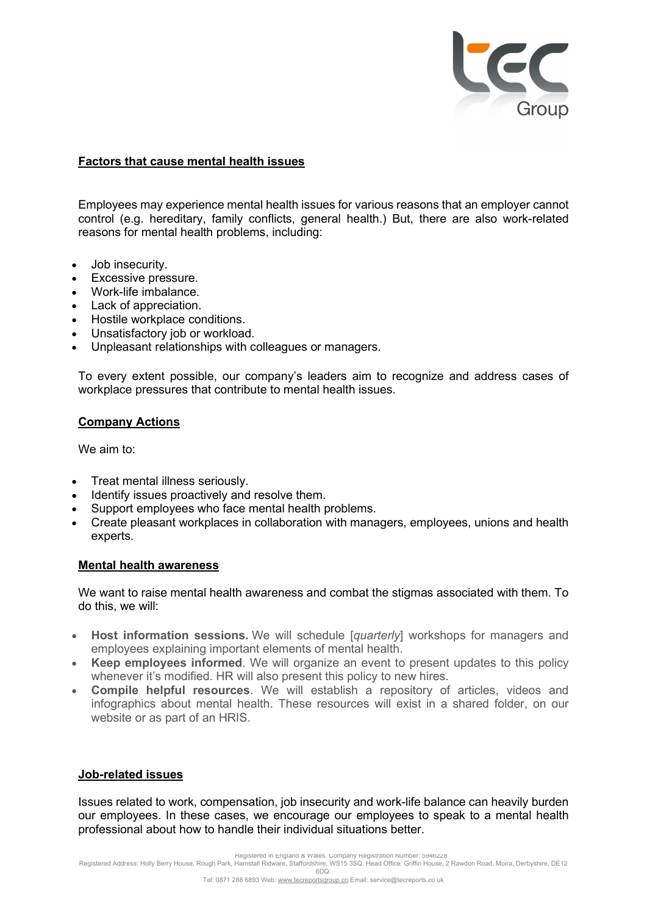## Factors that cause mental health issues

Employees may experience mental health issues for various reasons that an employer cannot control (e.g. hereditary, family conflicts, general health.) But, there are also work-related reasons for mental health problems, including:

- Job insecurity.
- Excessive pressure.
- Work-life imbalance.
- Lack of appreciation.
- Hostile workplace conditions.
- Unsatisfactory job or workload.
- Unpleasant relationships with colleagues or managers.

To every extent possible, our company's leaders aim to recognize and address cases of workplace pressures that contribute to mental health issues.

## Company Actions

We aim to:

- Treat mental illness seriously.
- Identify issues proactively and resolve them.
- Support employees who face mental health problems.
- Create pleasant workplaces in collaboration with managers, employees, unions and health experts.

## Mental health awareness

We want to raise mental health awareness and combat the stigmas associated with them. To do this, we will:

- **Host information sessions.** We will schedule [*quarterly*] workshops for managers and employees explaining important elements of mental health.
- **Keep employees informed**. We will organize an event to present updates to this policy whenever it's modified. HR will also present this policy to new hires.
- **Compile helpful resources**. We will establish a repository of articles, videos and infographics about mental health. These resources will exist in a shared folder, on our website or as part of an HRIS.

## Job-related issues

Issues related to work, compensation, job insecurity and work-life balance can heavily burden our employees. In these cases, we encourage our employees to speak to a mental health professional about how to handle their individual situations better.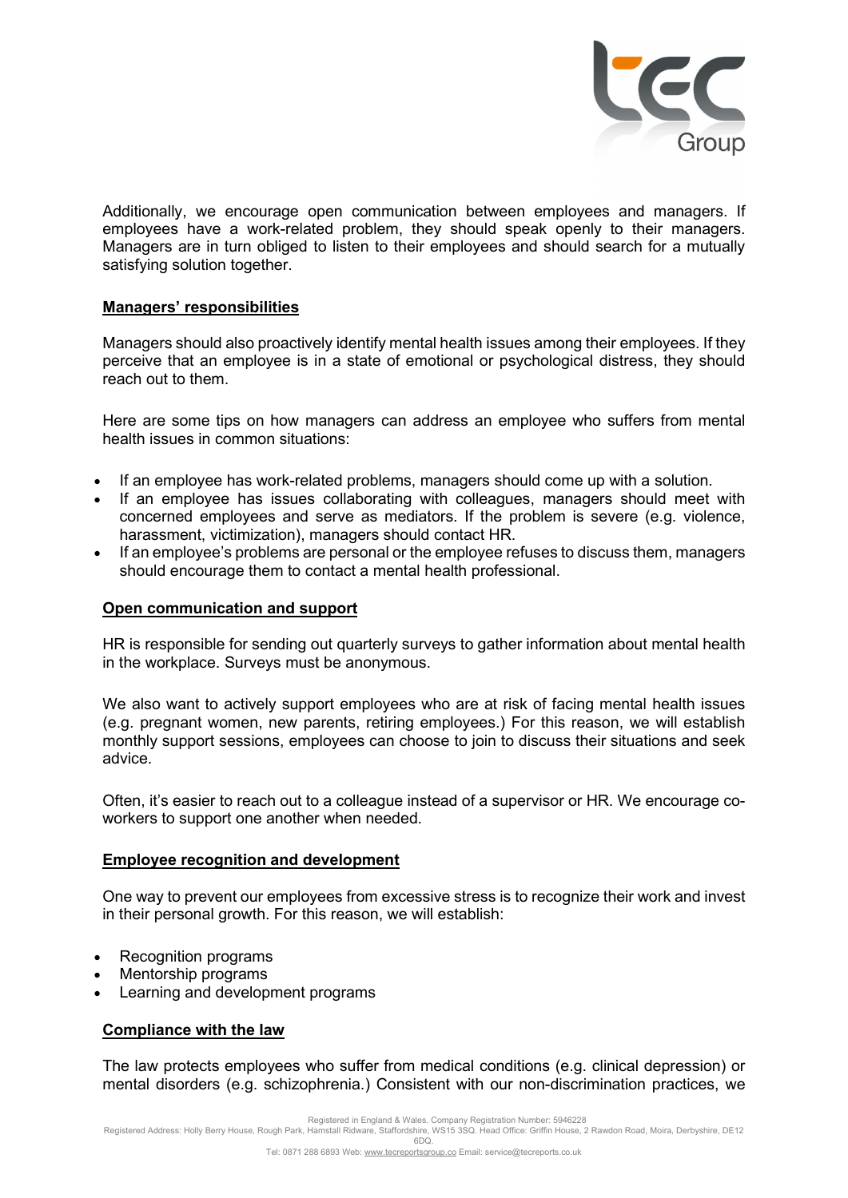Additionally, we encourage open communication between employees and managers. If employees have a work-related problem, they should speak openly to their managers. Managers are in turn obliged to listen to their employees and should search for a mutually satisfying solution together.

**Managers' responsibilities**

Managers should also proactively identify mental health issues among their employees. If they perceive that an employee is in a state of emotional or psychological distress, they should reach out to them.

Here are some tips on how managers can address an employee who suffers from mental health issues in common situations:

- If an employee has work-related problems, managers should come up with a solution.
- If an employee has issues collaborating with colleagues, managers should meet with concerned employees and serve as mediators. If the problem is severe (e.g. violence, harassment, victimization), managers should contact HR.
- If an employee's problems are personal or the employee refuses to discuss them, managers should encourage them to contact a mental health professional.

**Open communication and support**

HR is responsible for sending out quarterly surveys to gather information about mental health in the workplace. Surveys must be anonymous.

We also want to actively support employees who are at risk of facing mental health issues (e.g. pregnant women, new parents, retiring employees.) For this reason, we will establish monthly support sessions, employees can choose to join to discuss their situations and seek advice.

Often, it's easier to reach out to a colleague instead of a supervisor or HR. We encourage co-workers to support one another when needed.

**Employee recognition and development**

One way to prevent our employees from excessive stress is to recognize their work and invest in their personal growth. For this reason, we will establish:

- Recognition programs
- Mentorship programs
- Learning and development programs

**Compliance with the law**

The law protects employees who suffer from medical conditions (e.g. clinical depression) or mental disorders (e.g. schizophrenia.) Consistent with our non-discrimination practices, we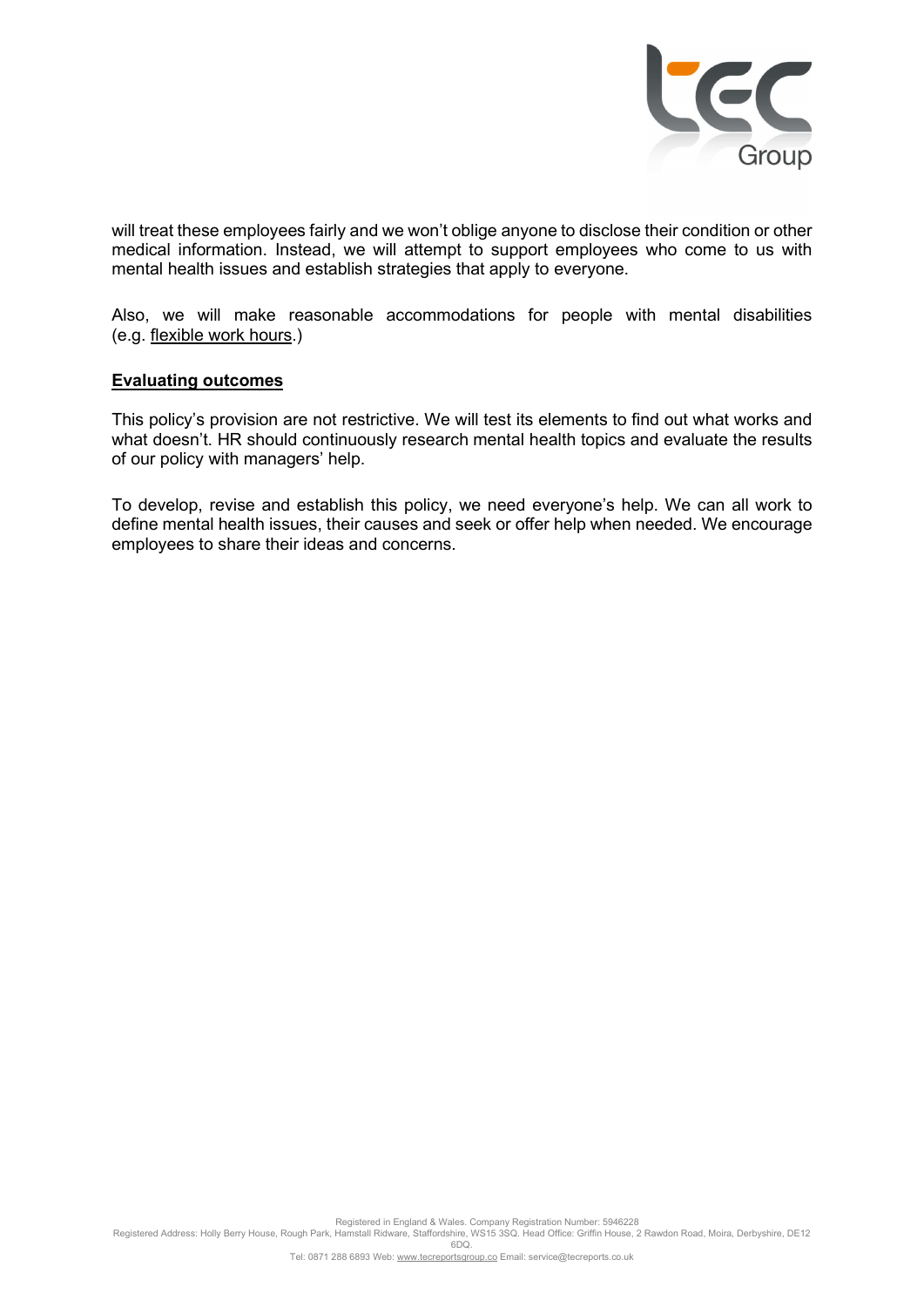will treat these employees fairly and we won't oblige anyone to disclose their condition or other medical information. Instead, we will attempt to support employees who come to us with mental health issues and establish strategies that apply to everyone.

Also, we will make reasonable accommodations for people with mental disabilities (e.g. flexible work hours.)

**Evaluating outcomes**

This policy's provision are not restrictive. We will test its elements to find out what works and what doesn't. HR should continuously research mental health topics and evaluate the results of our policy with managers' help.

To develop, revise and establish this policy, we need everyone's help. We can all work to define mental health issues, their causes and seek or offer help when needed. We encourage employees to share their ideas and concerns.